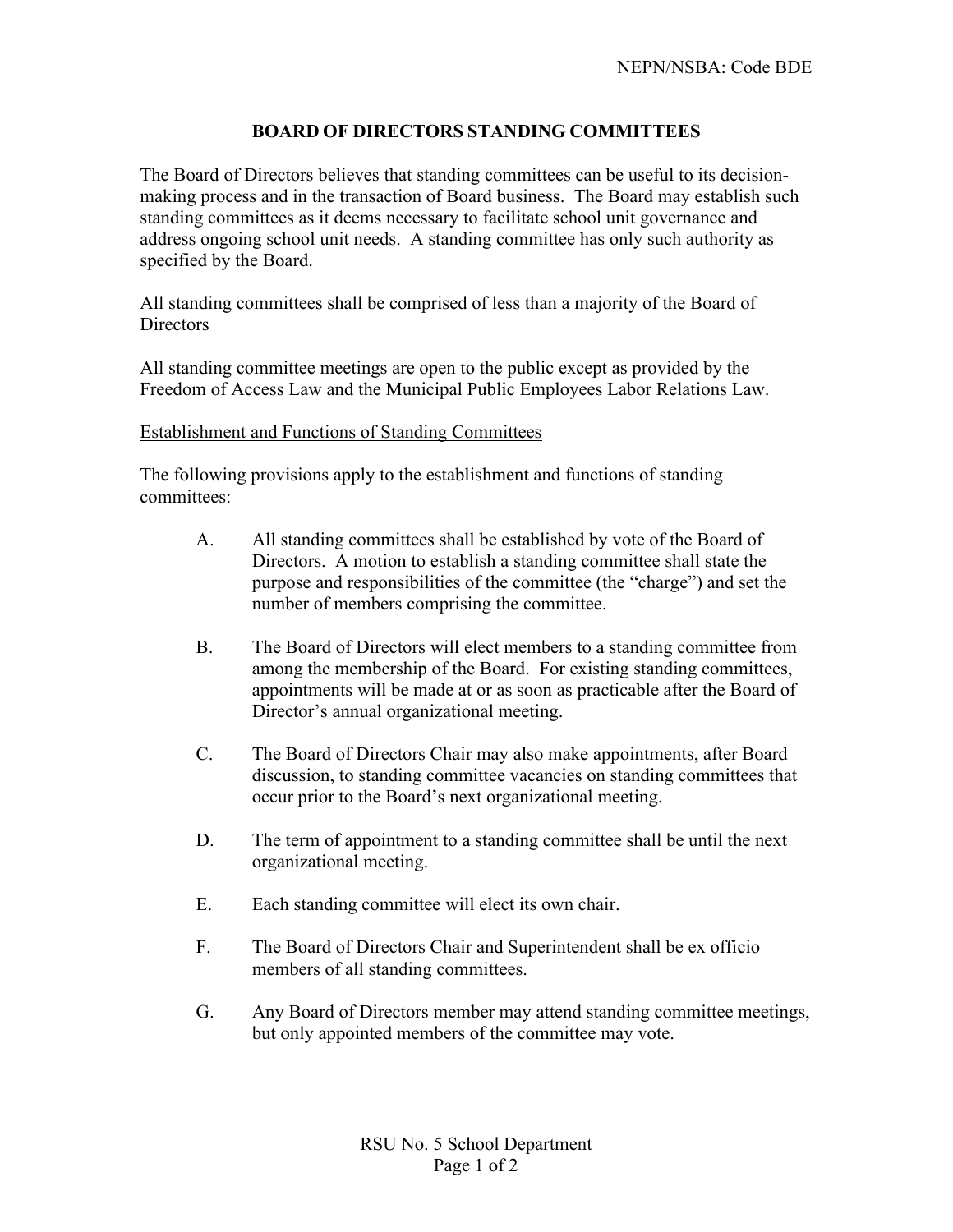# BOARD OF DIRECTORS STANDING COMMITTEES

The Board of Directors believes that standing committees can be useful to its decision-making process and in the transaction of Board business. The Board may establish such standing committees as it deems necessary to facilitate school unit governance and address ongoing school unit needs. A standing committee has only such authority as specified by the Board.

All standing committees shall be comprised of less than a majority of the Board of Directors

All standing committee meetings are open to the public except as provided by the Freedom of Access Law and the Municipal Public Employees Labor Relations Law.

## Establishment and Functions of Standing Committees

The following provisions apply to the establishment and functions of standing committees:

A. All standing committees shall be established by vote of the Board of Directors. A motion to establish a standing committee shall state the purpose and responsibilities of the committee (the "charge") and set the number of members comprising the committee.

B. The Board of Directors will elect members to a standing committee from among the membership of the Board. For existing standing committees, appointments will be made at or as soon as practicable after the Board of Director's annual organizational meeting.

C. The Board of Directors Chair may also make appointments, after Board discussion, to standing committee vacancies on standing committees that occur prior to the Board's next organizational meeting.

D. The term of appointment to a standing committee shall be until the next organizational meeting.

E. Each standing committee will elect its own chair.

F. The Board of Directors Chair and Superintendent shall be ex officio members of all standing committees.

G. Any Board of Directors member may attend standing committee meetings, but only appointed members of the committee may vote.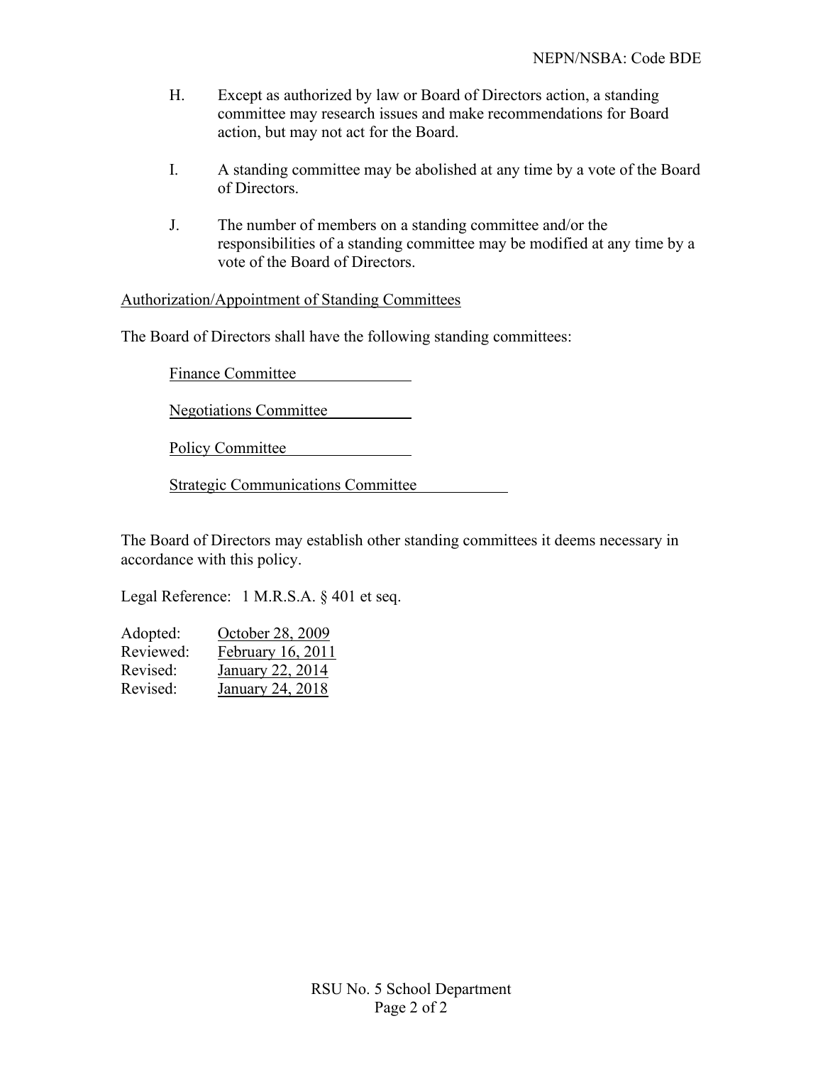H. Except as authorized by law or Board of Directors action, a standing committee may research issues and make recommendations for Board action, but may not act for the Board.

I. A standing committee may be abolished at any time by a vote of the Board of Directors.

J. The number of members on a standing committee and/or the responsibilities of a standing committee may be modified at any time by a vote of the Board of Directors.

Authorization/Appointment of Standing Committees

The Board of Directors shall have the following standing committees:

Finance Committee

Negotiations Committee

Policy Committee

Strategic Communications Committee

The Board of Directors may establish other standing committees it deems necessary in accordance with this policy.

Legal Reference: 1 M.R.S.A. § 401 et seq.

| | |
|---|---|
| Adopted: | October 28, 2009 |
| Reviewed: | February 16, 2011 |
| Revised: | January 22, 2014 |
| Revised: | January 24, 2018 |